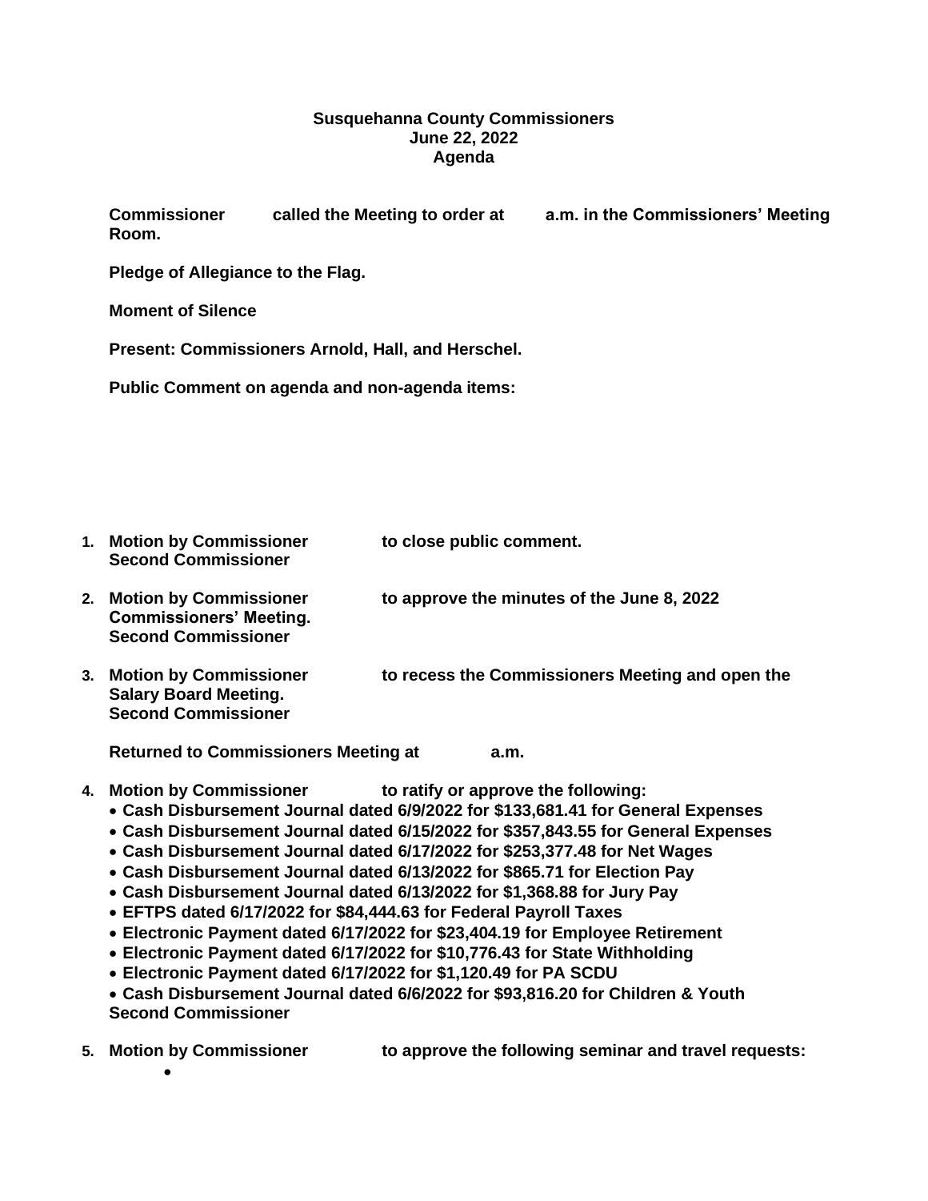**Susquehanna County Commissioners**
**June 22, 2022**
**Agenda**

**Commissioner called the Meeting to order at a.m. in the Commissioners' Meeting Room.**

**Pledge of Allegiance to the Flag.**

**Moment of Silence**

**Present: Commissioners Arnold, Hall, and Herschel.**

**Public Comment on agenda and non-agenda items:**

1. **Motion by Commissioner to close public comment.**
   **Second Commissioner**

2. **Motion by Commissioner to approve the minutes of the June 8, 2022 Commissioners' Meeting.**
   **Second Commissioner**

3. **Motion by Commissioner to recess the Commissioners Meeting and open the Salary Board Meeting.**
   **Second Commissioner**

   **Returned to Commissioners Meeting at a.m.**

4. **Motion by Commissioner to ratify or approve the following:**
   - **Cash Disbursement Journal dated 6/9/2022 for $133,681.41 for General Expenses**
   - **Cash Disbursement Journal dated 6/15/2022 for $357,843.55 for General Expenses**
   - **Cash Disbursement Journal dated 6/17/2022 for $253,377.48 for Net Wages**
   - **Cash Disbursement Journal dated 6/13/2022 for $865.71 for Election Pay**
   - **Cash Disbursement Journal dated 6/13/2022 for $1,368.88 for Jury Pay**
   - **EFTPS dated 6/17/2022 for $84,444.63 for Federal Payroll Taxes**
   - **Electronic Payment dated 6/17/2022 for $23,404.19 for Employee Retirement**
   - **Electronic Payment dated 6/17/2022 for $10,776.43 for State Withholding**
   - **Electronic Payment dated 6/17/2022 for $1,120.49 for PA SCDU**
   - **Cash Disbursement Journal dated 6/6/2022 for $93,816.20 for Children & Youth**

   **Second Commissioner**

5. **Motion by Commissioner to approve the following seminar and travel requests:**
   -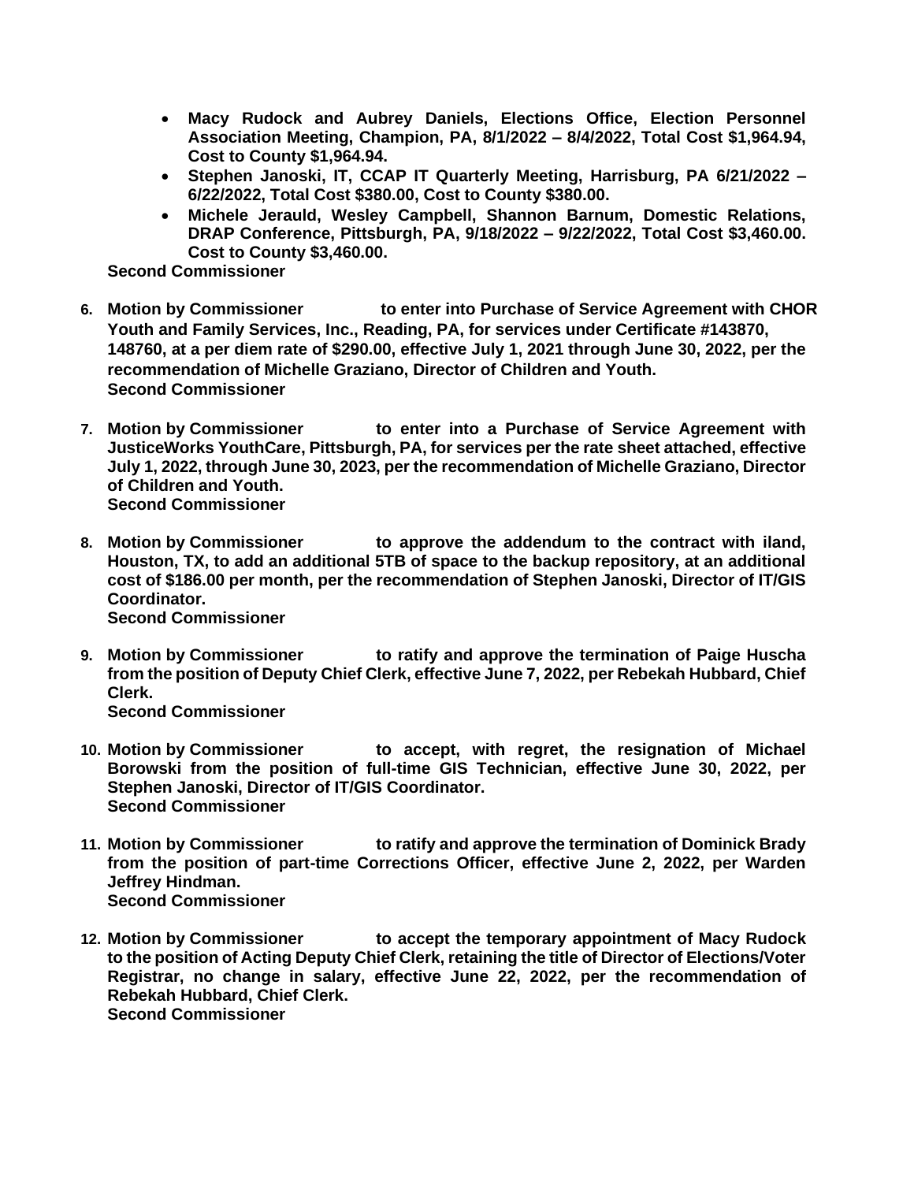- **Macy Rudock and Aubrey Daniels, Elections Office, Election Personnel Association Meeting, Champion, PA, 8/1/2022 – 8/4/2022, Total Cost $1,964.94, Cost to County $1,964.94.**
- **Stephen Janoski, IT, CCAP IT Quarterly Meeting, Harrisburg, PA 6/21/2022 – 6/22/2022, Total Cost $380.00, Cost to County $380.00.**
- **Michele Jerauld, Wesley Campbell, Shannon Barnum, Domestic Relations, DRAP Conference, Pittsburgh, PA, 9/18/2022 – 9/22/2022, Total Cost $3,460.00. Cost to County $3,460.00.**

**Second Commissioner**

6. **Motion by Commissioner            to enter into Purchase of Service Agreement with CHOR Youth and Family Services, Inc., Reading, PA, for services under Certificate #143870, 148760, at a per diem rate of $290.00, effective July 1, 2021 through June 30, 2022, per the recommendation of Michelle Graziano, Director of Children and Youth.**
   **Second Commissioner**

7. **Motion by Commissioner            to enter into a Purchase of Service Agreement with JusticeWorks YouthCare, Pittsburgh, PA, for services per the rate sheet attached, effective July 1, 2022, through June 30, 2023, per the recommendation of Michelle Graziano, Director of Children and Youth.**
   **Second Commissioner**

8. **Motion by Commissioner            to approve the addendum to the contract with iland, Houston, TX, to add an additional 5TB of space to the backup repository, at an additional cost of $186.00 per month, per the recommendation of Stephen Janoski, Director of IT/GIS Coordinator.**
   **Second Commissioner**

9. **Motion by Commissioner            to ratify and approve the termination of Paige Huscha from the position of Deputy Chief Clerk, effective June 7, 2022, per Rebekah Hubbard, Chief Clerk.**
   **Second Commissioner**

10. **Motion by Commissioner            to accept, with regret, the resignation of Michael Borowski from the position of full-time GIS Technician, effective June 30, 2022, per Stephen Janoski, Director of IT/GIS Coordinator.**
    **Second Commissioner**

11. **Motion by Commissioner            to ratify and approve the termination of Dominick Brady from the position of part-time Corrections Officer, effective June 2, 2022, per Warden Jeffrey Hindman.**
    **Second Commissioner**

12. **Motion by Commissioner            to accept the temporary appointment of Macy Rudock to the position of Acting Deputy Chief Clerk, retaining the title of Director of Elections/Voter Registrar, no change in salary, effective June 22, 2022, per the recommendation of Rebekah Hubbard, Chief Clerk.**
    **Second Commissioner**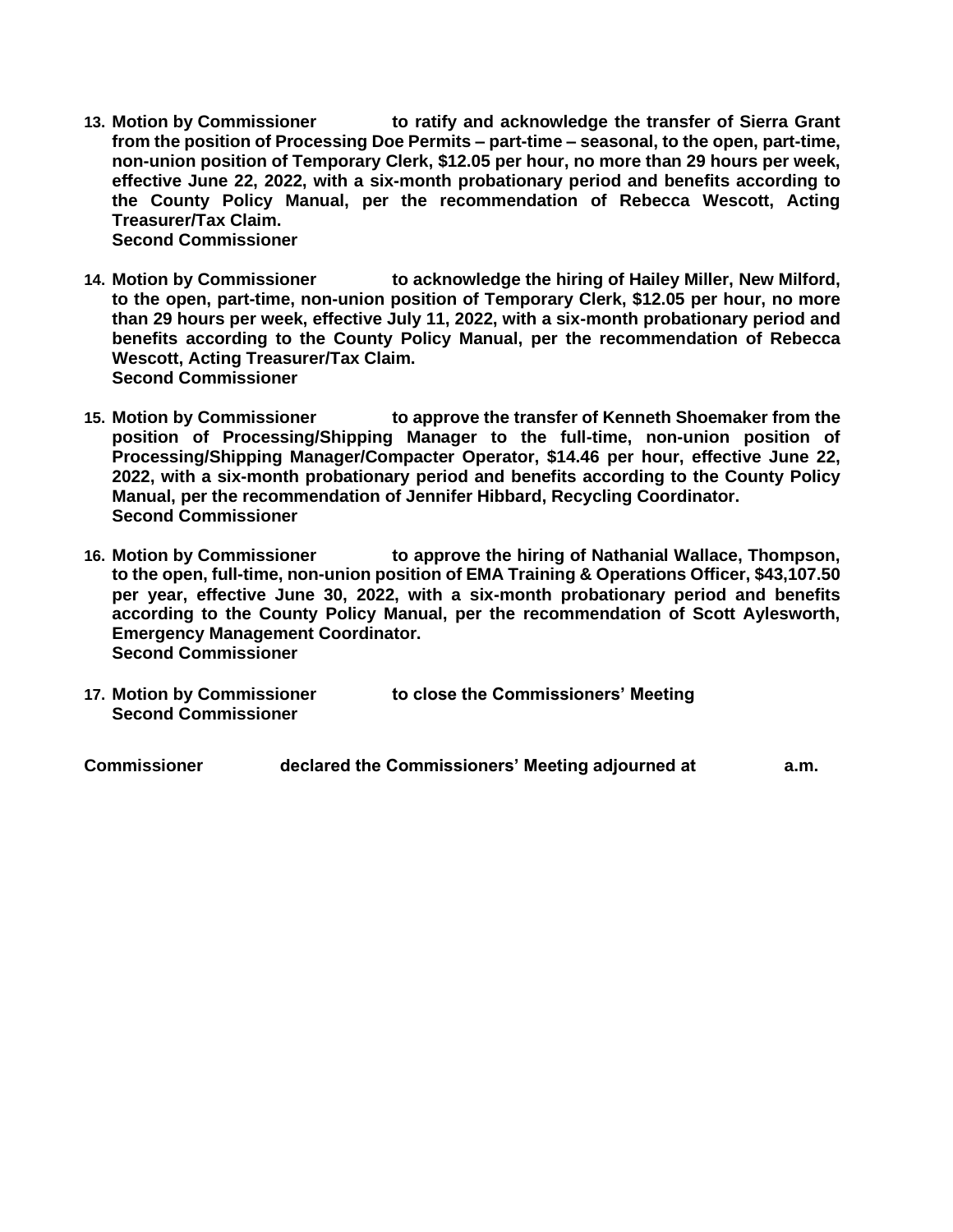**13. Motion by Commissioner to ratify and acknowledge the transfer of Sierra Grant from the position of Processing Doe Permits – part-time – seasonal, to the open, part-time, non-union position of Temporary Clerk, $12.05 per hour, no more than 29 hours per week, effective June 22, 2022, with a six-month probationary period and benefits according to the County Policy Manual, per the recommendation of Rebecca Wescott, Acting Treasurer/Tax Claim.**
**Second Commissioner**

**14. Motion by Commissioner to acknowledge the hiring of Hailey Miller, New Milford, to the open, part-time, non-union position of Temporary Clerk, $12.05 per hour, no more than 29 hours per week, effective July 11, 2022, with a six-month probationary period and benefits according to the County Policy Manual, per the recommendation of Rebecca Wescott, Acting Treasurer/Tax Claim.**
**Second Commissioner**

**15. Motion by Commissioner to approve the transfer of Kenneth Shoemaker from the position of Processing/Shipping Manager to the full-time, non-union position of Processing/Shipping Manager/Compacter Operator, $14.46 per hour, effective June 22, 2022, with a six-month probationary period and benefits according to the County Policy Manual, per the recommendation of Jennifer Hibbard, Recycling Coordinator.**
**Second Commissioner**

**16. Motion by Commissioner to approve the hiring of Nathanial Wallace, Thompson, to the open, full-time, non-union position of EMA Training & Operations Officer, $43,107.50 per year, effective June 30, 2022, with a six-month probationary period and benefits according to the County Policy Manual, per the recommendation of Scott Aylesworth, Emergency Management Coordinator.**
**Second Commissioner**

**17. Motion by Commissioner to close the Commissioners' Meeting**
**Second Commissioner**

**Commissioner declared the Commissioners' Meeting adjourned at a.m.**